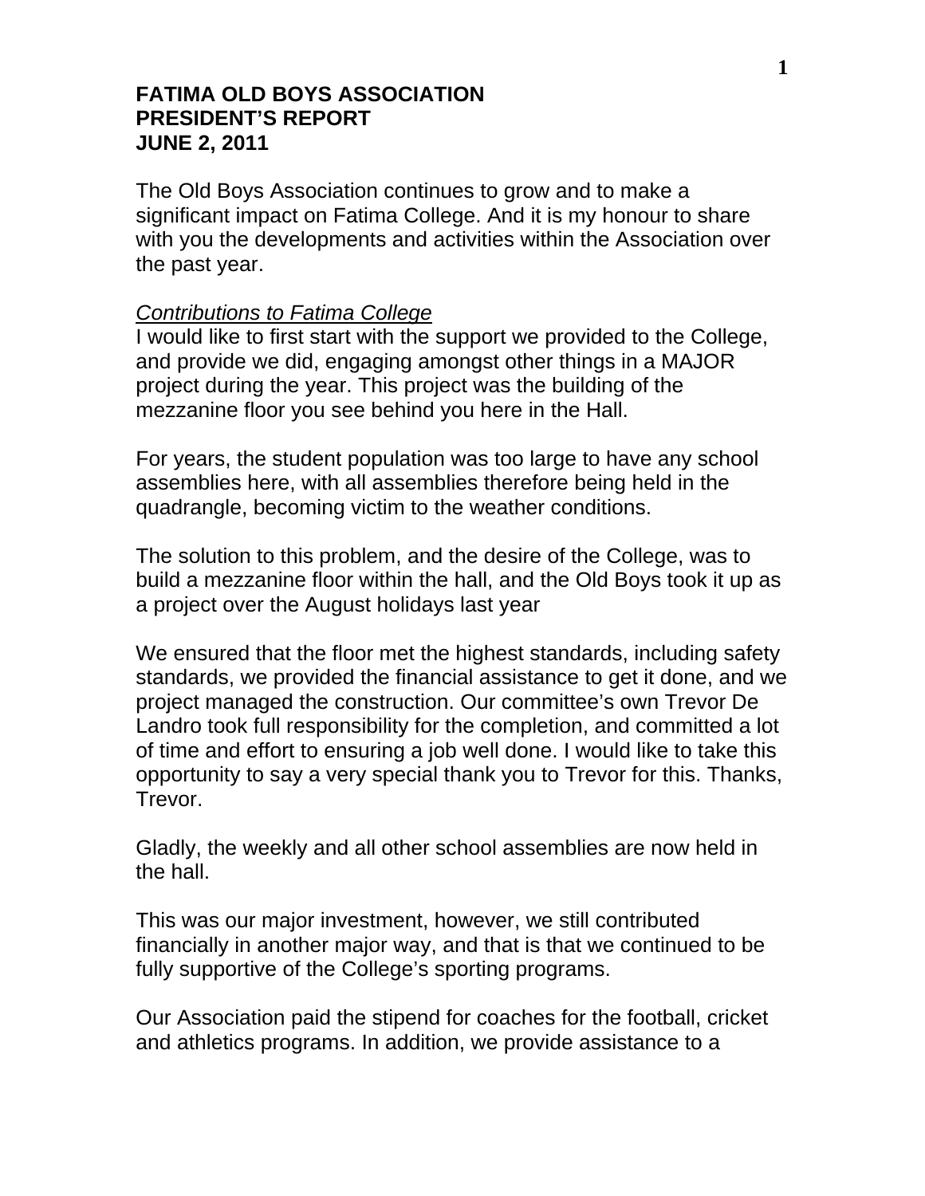**FATIMA OLD BOYS ASSOCIATION**
**PRESIDENT'S REPORT**
**JUNE 2, 2011**

The Old Boys Association continues to grow and to make a significant impact on Fatima College. And it is my honour to share with you the developments and activities within the Association over the past year.

*Contributions to Fatima College*

I would like to first start with the support we provided to the College, and provide we did, engaging amongst other things in a MAJOR project during the year. This project was the building of the mezzanine floor you see behind you here in the Hall.

For years, the student population was too large to have any school assemblies here, with all assemblies therefore being held in the quadrangle, becoming victim to the weather conditions.

The solution to this problem, and the desire of the College, was to build a mezzanine floor within the hall, and the Old Boys took it up as a project over the August holidays last year

We ensured that the floor met the highest standards, including safety standards, we provided the financial assistance to get it done, and we project managed the construction. Our committee's own Trevor De Landro took full responsibility for the completion, and committed a lot of time and effort to ensuring a job well done. I would like to take this opportunity to say a very special thank you to Trevor for this. Thanks, Trevor.

Gladly, the weekly and all other school assemblies are now held in the hall.

This was our major investment, however, we still contributed financially in another major way, and that is that we continued to be fully supportive of the College's sporting programs.

Our Association paid the stipend for coaches for the football, cricket and athletics programs. In addition, we provide assistance to a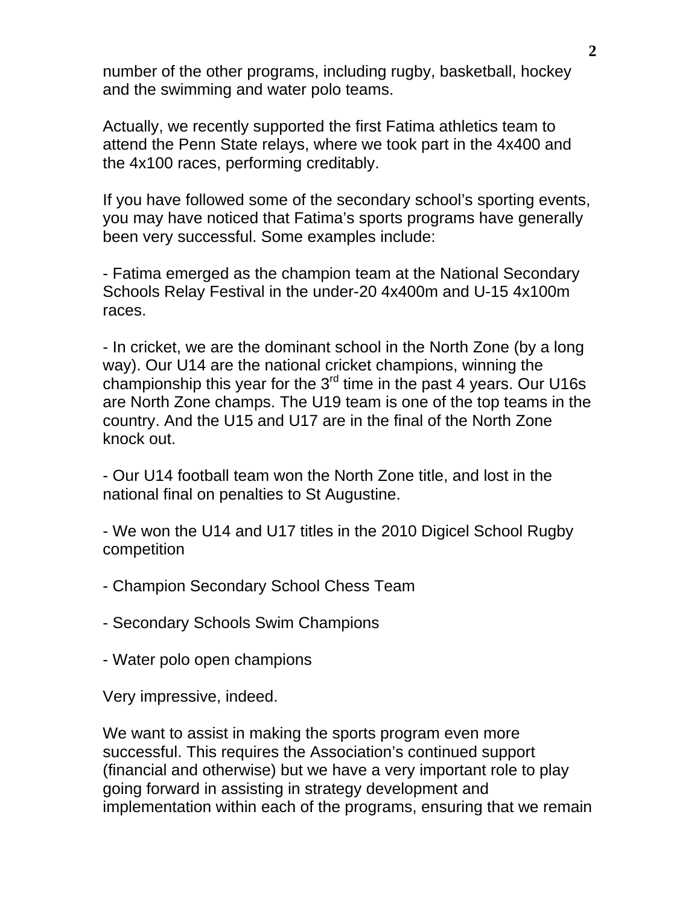number of the other programs, including rugby, basketball, hockey and the swimming and water polo teams.

Actually, we recently supported the first Fatima athletics team to attend the Penn State relays, where we took part in the 4x400 and the 4x100 races, performing creditably.

If you have followed some of the secondary school's sporting events, you may have noticed that Fatima's sports programs have generally been very successful. Some examples include:

- Fatima emerged as the champion team at the National Secondary Schools Relay Festival in the under-20 4x400m and U-15 4x100m races.

- In cricket, we are the dominant school in the North Zone (by a long way). Our U14 are the national cricket champions, winning the championship this year for the 3rd time in the past 4 years. Our U16s are North Zone champs. The U19 team is one of the top teams in the country. And the U15 and U17 are in the final of the North Zone knock out.

- Our U14 football team won the North Zone title, and lost in the national final on penalties to St Augustine.

- We won the U14 and U17 titles in the 2010 Digicel School Rugby competition

- Champion Secondary School Chess Team

- Secondary Schools Swim Champions

- Water polo open champions

Very impressive, indeed.

We want to assist in making the sports program even more successful. This requires the Association's continued support (financial and otherwise) but we have a very important role to play going forward in assisting in strategy development and implementation within each of the programs, ensuring that we remain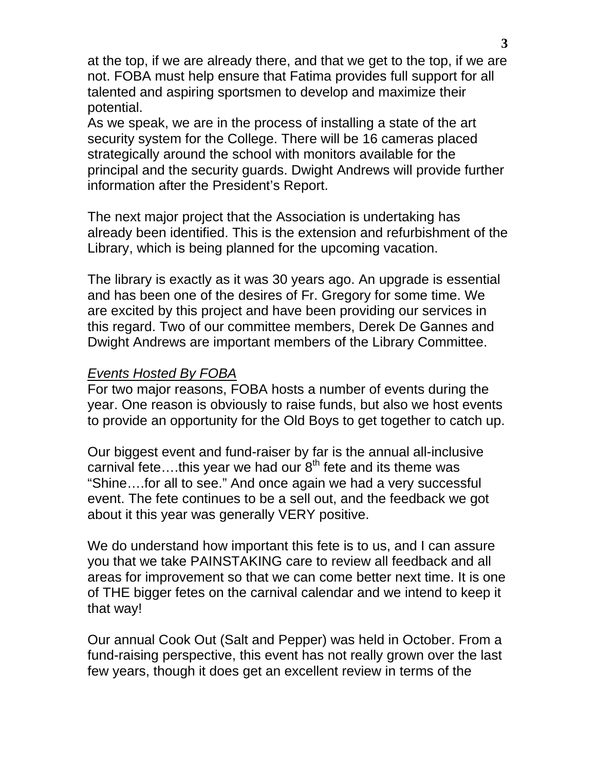at the top, if we are already there, and that we get to the top, if we are not. FOBA must help ensure that Fatima provides full support for all talented and aspiring sportsmen to develop and maximize their potential.
As we speak, we are in the process of installing a state of the art security system for the College. There will be 16 cameras placed strategically around the school with monitors available for the principal and the security guards. Dwight Andrews will provide further information after the President's Report.

The next major project that the Association is undertaking has already been identified. This is the extension and refurbishment of the Library, which is being planned for the upcoming vacation.

The library is exactly as it was 30 years ago. An upgrade is essential and has been one of the desires of Fr. Gregory for some time. We are excited by this project and have been providing our services in this regard. Two of our committee members, Derek De Gannes and Dwight Andrews are important members of the Library Committee.

*Events Hosted By FOBA*

For two major reasons, FOBA hosts a number of events during the year. One reason is obviously to raise funds, but also we host events to provide an opportunity for the Old Boys to get together to catch up.

Our biggest event and fund-raiser by far is the annual all-inclusive carnival fete….this year we had our 8th fete and its theme was "Shine….for all to see." And once again we had a very successful event. The fete continues to be a sell out, and the feedback we got about it this year was generally VERY positive.

We do understand how important this fete is to us, and I can assure you that we take PAINSTAKING care to review all feedback and all areas for improvement so that we can come better next time. It is one of THE bigger fetes on the carnival calendar and we intend to keep it that way!

Our annual Cook Out (Salt and Pepper) was held in October. From a fund-raising perspective, this event has not really grown over the last few years, though it does get an excellent review in terms of the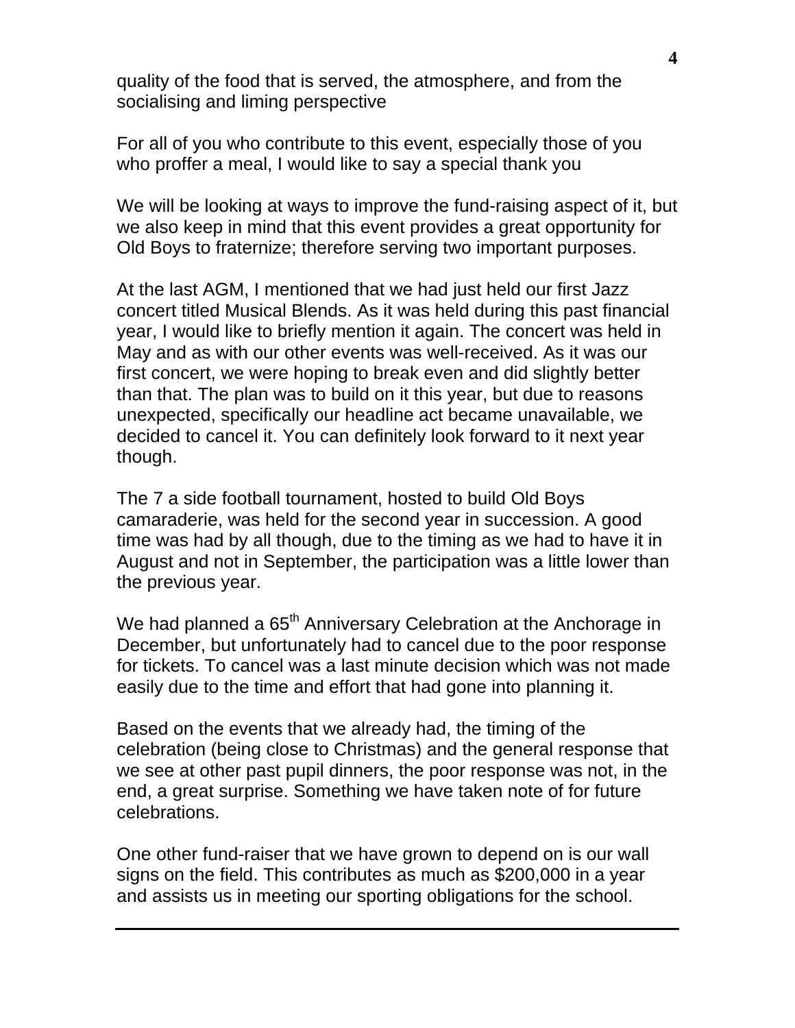quality of the food that is served, the atmosphere, and from the socialising and liming perspective

For all of you who contribute to this event, especially those of you who proffer a meal, I would like to say a special thank you

We will be looking at ways to improve the fund-raising aspect of it, but we also keep in mind that this event provides a great opportunity for Old Boys to fraternize; therefore serving two important purposes.

At the last AGM, I mentioned that we had just held our first Jazz concert titled Musical Blends. As it was held during this past financial year, I would like to briefly mention it again. The concert was held in May and as with our other events was well-received. As it was our first concert, we were hoping to break even and did slightly better than that. The plan was to build on it this year, but due to reasons unexpected, specifically our headline act became unavailable, we decided to cancel it. You can definitely look forward to it next year though.

The 7 a side football tournament, hosted to build Old Boys camaraderie, was held for the second year in succession. A good time was had by all though, due to the timing as we had to have it in August and not in September, the participation was a little lower than the previous year.

We had planned a 65th Anniversary Celebration at the Anchorage in December, but unfortunately had to cancel due to the poor response for tickets. To cancel was a last minute decision which was not made easily due to the time and effort that had gone into planning it.

Based on the events that we already had, the timing of the celebration (being close to Christmas) and the general response that we see at other past pupil dinners, the poor response was not, in the end, a great surprise. Something we have taken note of for future celebrations.

One other fund-raiser that we have grown to depend on is our wall signs on the field. This contributes as much as $200,000 in a year and assists us in meeting our sporting obligations for the school.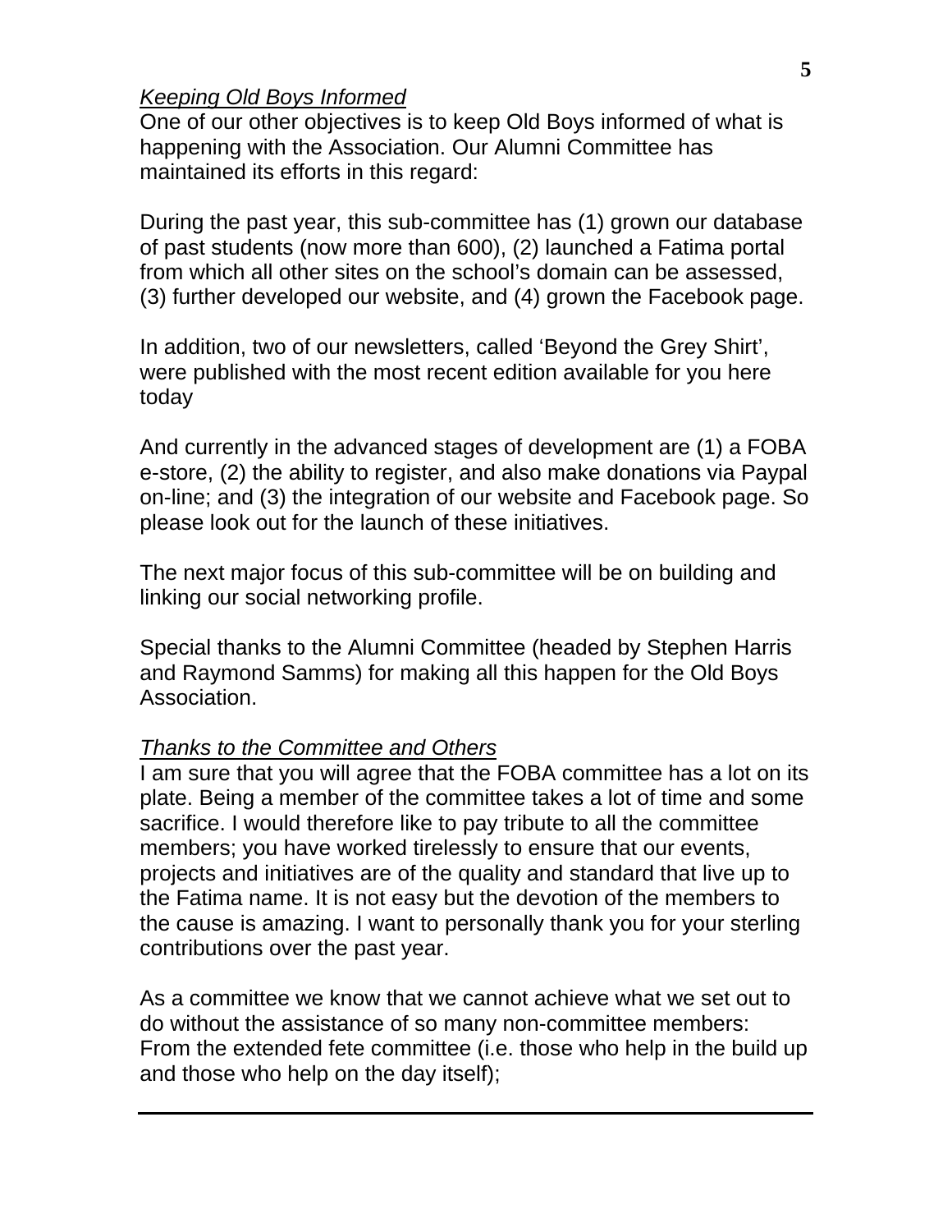*Keeping Old Boys Informed*

One of our other objectives is to keep Old Boys informed of what is happening with the Association. Our Alumni Committee has maintained its efforts in this regard:

During the past year, this sub-committee has (1) grown our database of past students (now more than 600), (2) launched a Fatima portal from which all other sites on the school's domain can be assessed, (3) further developed our website, and (4) grown the Facebook page.

In addition, two of our newsletters, called 'Beyond the Grey Shirt', were published with the most recent edition available for you here today

And currently in the advanced stages of development are (1) a FOBA e-store, (2) the ability to register, and also make donations via Paypal on-line; and (3) the integration of our website and Facebook page. So please look out for the launch of these initiatives.

The next major focus of this sub-committee will be on building and linking our social networking profile.

Special thanks to the Alumni Committee (headed by Stephen Harris and Raymond Samms) for making all this happen for the Old Boys Association.

*Thanks to the Committee and Others*

I am sure that you will agree that the FOBA committee has a lot on its plate. Being a member of the committee takes a lot of time and some sacrifice. I would therefore like to pay tribute to all the committee members; you have worked tirelessly to ensure that our events, projects and initiatives are of the quality and standard that live up to the Fatima name. It is not easy but the devotion of the members to the cause is amazing. I want to personally thank you for your sterling contributions over the past year.

As a committee we know that we cannot achieve what we set out to do without the assistance of so many non-committee members:
From the extended fete committee (i.e. those who help in the build up and those who help on the day itself);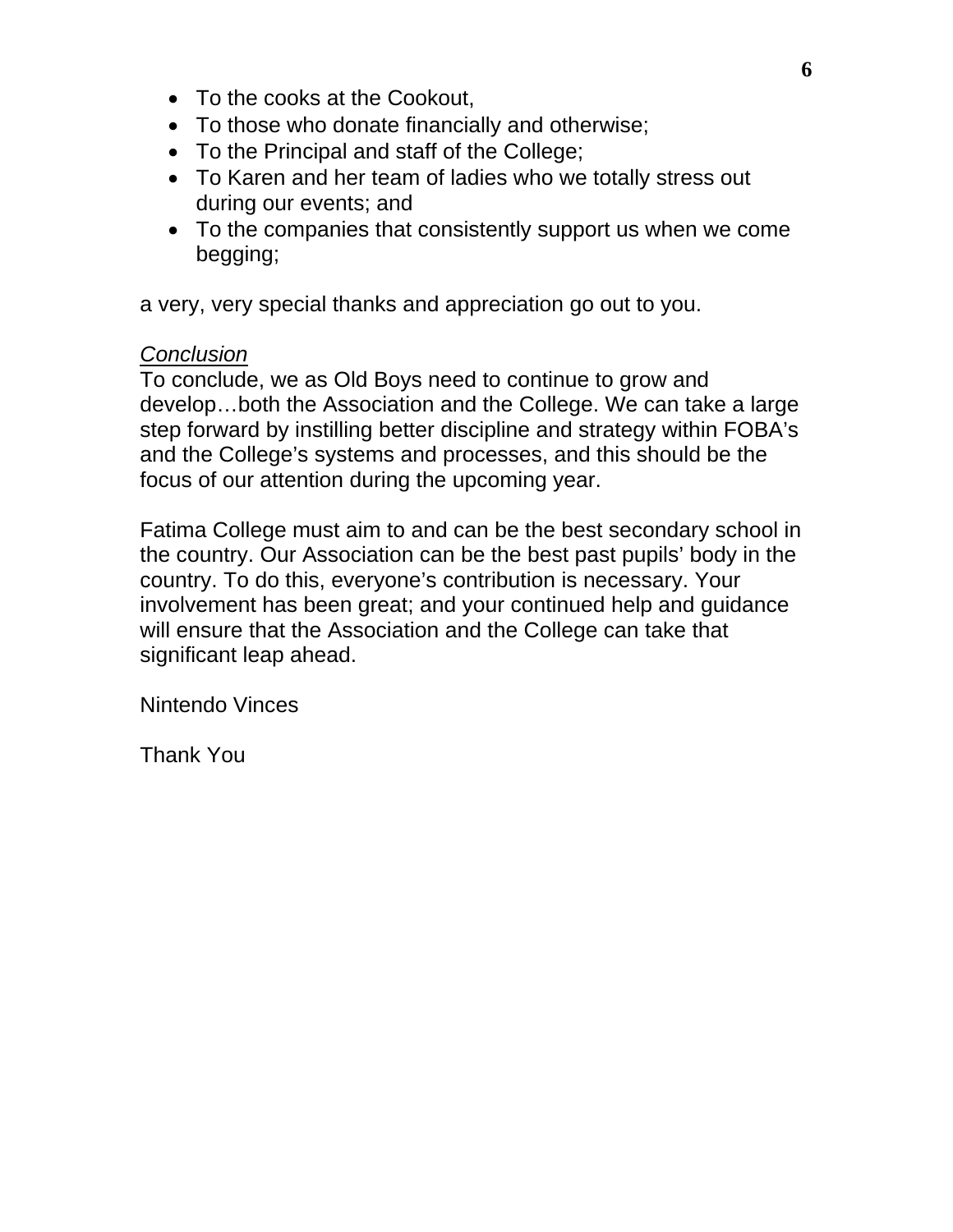- To the cooks at the Cookout,
- To those who donate financially and otherwise;
- To the Principal and staff of the College;
- To Karen and her team of ladies who we totally stress out during our events; and
- To the companies that consistently support us when we come begging;

a very, very special thanks and appreciation go out to you.

*Conclusion*

To conclude, we as Old Boys need to continue to grow and develop…both the Association and the College. We can take a large step forward by instilling better discipline and strategy within FOBA's and the College's systems and processes, and this should be the focus of our attention during the upcoming year.

Fatima College must aim to and can be the best secondary school in the country. Our Association can be the best past pupils' body in the country. To do this, everyone's contribution is necessary. Your involvement has been great; and your continued help and guidance will ensure that the Association and the College can take that significant leap ahead.

Nintendo Vinces

Thank You